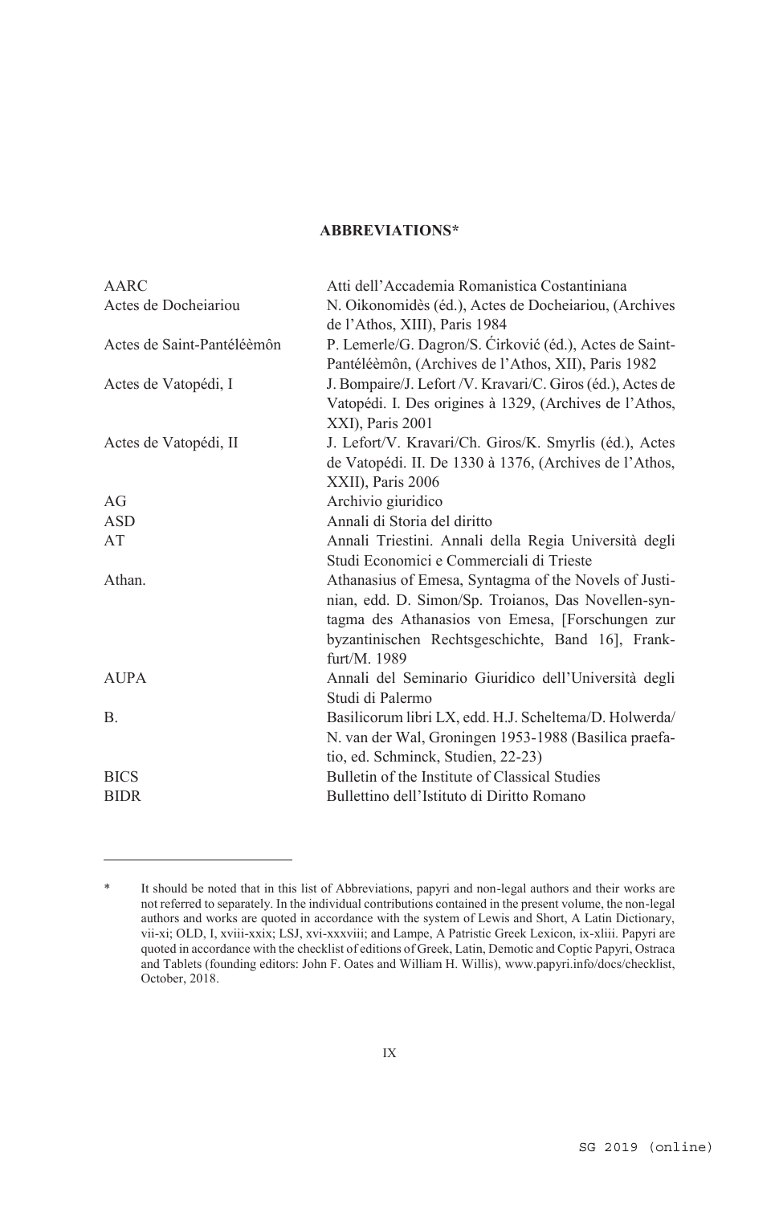# ABBREVIATIONS*

| | |
|---|---|
| AARC | Atti dell'Accademia Romanistica Costantiniana |
| Actes de Docheiariou | N. Oikonomidès (éd.), Actes de Docheiariou, (Archives de l'Athos, XIII), Paris 1984 |
| Actes de Saint-Pantéléèmôn | P. Lemerle/G. Dagron/S. Ćirković (éd.), Actes de Saint-Pantéléèmôn, (Archives de l'Athos, XII), Paris 1982 |
| Actes de Vatopédi, I | J. Bompaire/J. Lefort /V. Kravari/C. Giros (éd.), Actes de Vatopédi. I. Des origines à 1329, (Archives de l'Athos, XXI), Paris 2001 |
| Actes de Vatopédi, II | J. Lefort/V. Kravari/Ch. Giros/K. Smyrlis (éd.), Actes de Vatopédi. II. De 1330 à 1376, (Archives de l'Athos, XXII), Paris 2006 |
| AG | Archivio giuridico |
| ASD | Annali di Storia del diritto |
| AT | Annali Triestini. Annali della Regia Università degli Studi Economici e Commerciali di Trieste |
| Athan. | Athanasius of Emesa, Syntagma of the Novels of Justinian, edd. D. Simon/Sp. Troianos, Das Novellen-syntagma des Athanasios von Emesa, [Forschungen zur byzantinischen Rechtsgeschichte, Band 16], Frankfurt/M. 1989 |
| AUPA | Annali del Seminario Giuridico dell'Università degli Studi di Palermo |
| B. | Basilicorum libri LX, edd. H.J. Scheltema/D. Holwerda/N. van der Wal, Groningen 1953-1988 (Basilica praefatio, ed. Schminck, Studien, 22-23) |
| BICS | Bulletin of the Institute of Classical Studies |
| BIDR | Bullettino dell'Istituto di Diritto Romano |

\* It should be noted that in this list of Abbreviations, papyri and non-legal authors and their works are not referred to separately. In the individual contributions contained in the present volume, the non-legal authors and works are quoted in accordance with the system of Lewis and Short, A Latin Dictionary, vii-xi; OLD, I, xviii-xxix; LSJ, xvi-xxxviii; and Lampe, A Patristic Greek Lexicon, ix-xliii. Papyri are quoted in accordance with the checklist of editions of Greek, Latin, Demotic and Coptic Papyri, Ostraca and Tablets (founding editors: John F. Oates and William H. Willis), www.papyri.info/docs/checklist, October, 2018.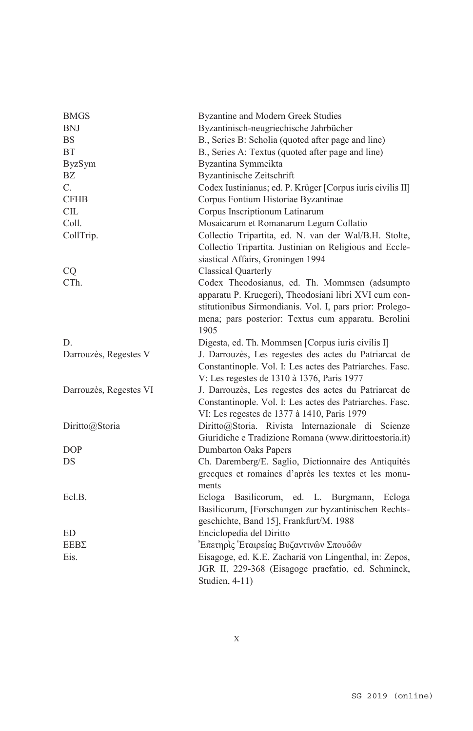| | |
|---|---|
| BMGS | Byzantine and Modern Greek Studies |
| BNJ | Byzantinisch-neugriechische Jahrbücher |
| BS | B., Series B: Scholia (quoted after page and line) |
| BT | B., Series A: Textus (quoted after page and line) |
| ByzSym | Byzantina Symmeikta |
| BZ | Byzantinische Zeitschrift |
| C. | Codex Iustinianus; ed. P. Krüger [Corpus iuris civilis II] |
| CFHB | Corpus Fontium Historiae Byzantinae |
| CIL | Corpus Inscriptionum Latinarum |
| Coll. | Mosaicarum et Romanarum Legum Collatio |
| CollTrip. | Collectio Tripartita, ed. N. van der Wal/B.H. Stolte, Collectio Tripartita. Justinian on Religious and Ecclesiastical Affairs, Groningen 1994 |
| CQ | Classical Quarterly |
| CTh. | Codex Theodosianus, ed. Th. Mommsen (adsumpto apparatu P. Kruegeri), Theodosiani libri XVI cum constitutionibus Sirmondianis. Vol. I, pars prior: Prolegomena; pars posterior: Textus cum apparatu. Berolini 1905 |
| D. | Digesta, ed. Th. Mommsen [Corpus iuris civilis I] |
| Darrouzès, Regestes V | J. Darrouzès, Les regestes des actes du Patriarcat de Constantinople. Vol. I: Les actes des Patriarches. Fasc. V: Les regestes de 1310 à 1376, Paris 1977 |
| Darrouzès, Regestes VI | J. Darrouzès, Les regestes des actes du Patriarcat de Constantinople. Vol. I: Les actes des Patriarches. Fasc. VI: Les regestes de 1377 à 1410, Paris 1979 |
| Diritto@Storia | Diritto@Storia. Rivista Internazionale di Scienze Giuridiche e Tradizione Romana (www.dirittoestoria.it) |
| DOP | Dumbarton Oaks Papers |
| DS | Ch. Daremberg/E. Saglio, Dictionnaire des Antiquités grecques et romaines d'après les textes et les monuments |
| Ecl.B. | Ecloga Basilicorum, ed. L. Burgmann, Ecloga Basilicorum, [Forschungen zur byzantinischen Rechtsgeschichte, Band 15], Frankfurt/M. 1988 |
| ED | Enciclopedia del Diritto |
| ΕΕΒΣ | Ἐπετηρὶς Ἑταιρείας Βυζαντινῶν Σπουδῶν |
| Eis. | Eisagoge, ed. K.E. Zachariä von Lingenthal, in: Zepos, JGR II, 229-368 (Eisagoge praefatio, ed. Schminck, Studien, 4-11) |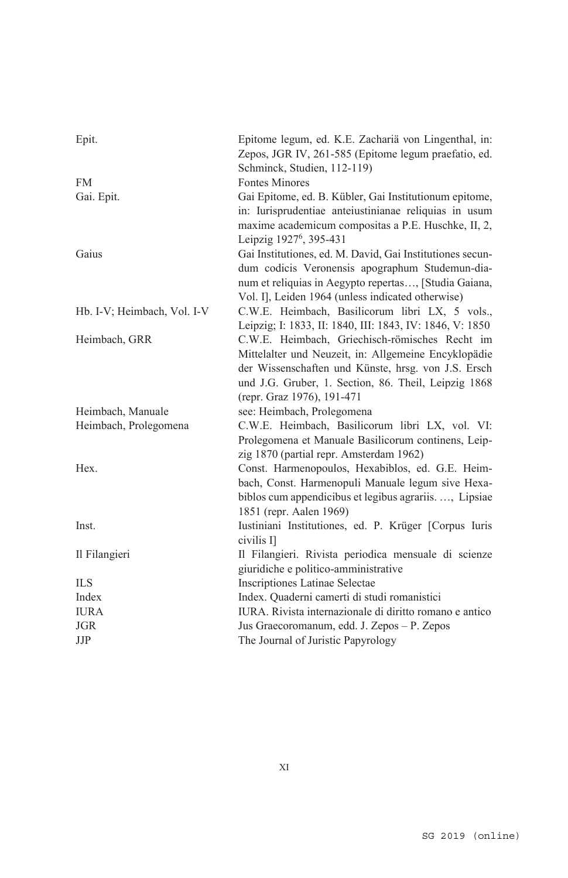| | |
|---|---|
| Epit. | Epitome legum, ed. K.E. Zachariä von Lingenthal, in: Zepos, JGR IV, 261-585 (Epitome legum praefatio, ed. Schminck, Studien, 112-119) |
| FM | Fontes Minores |
| Gai. Epit. | Gai Epitome, ed. B. Kübler, Gai Institutionum epitome, in: Iurisprudentiae anteiustinianae reliquias in usum maxime academicum compositas a P.E. Huschke, II, 2, Leipzig 1927[6], 395-431 |
| Gaius | Gai Institutiones, ed. M. David, Gai Institutiones secundum codicis Veronensis apographum Studemun-dianum et reliquias in Aegypto repertas…, [Studia Gaiana, Vol. I], Leiden 1964 (unless indicated otherwise) |
| Hb. I-V; Heimbach, Vol. I-V | C.W.E. Heimbach, Basilicorum libri LX, 5 vols., Leipzig; I: 1833, II: 1840, III: 1843, IV: 1846, V: 1850 |
| Heimbach, GRR | C.W.E. Heimbach, Griechisch-römisches Recht im Mittelalter und Neuzeit, in: Allgemeine Encyklopädie der Wissenschaften und Künste, hrsg. von J.S. Ersch und J.G. Gruber, 1. Section, 86. Theil, Leipzig 1868 (repr. Graz 1976), 191-471 |
| Heimbach, Manuale | see: Heimbach, Prolegomena |
| Heimbach, Prolegomena | C.W.E. Heimbach, Basilicorum libri LX, vol. VI: Prolegomena et Manuale Basilicorum continens, Leipzig 1870 (partial repr. Amsterdam 1962) |
| Hex. | Const. Harmenopoulos, Hexabiblos, ed. G.E. Heimbach, Const. Harmenopuli Manuale legum sive Hexabiblos cum appendicibus et legibus agrariis. …, Lipsiae 1851 (repr. Aalen 1969) |
| Inst. | Iustiniani Institutiones, ed. P. Krüger [Corpus Iuris civilis I] |
| Il Filangieri | Il Filangieri. Rivista periodica mensuale di scienze giuridiche e politico-amministrative |
| ILS | Inscriptiones Latinae Selectae |
| Index | Index. Quaderni camerti di studi romanistici |
| IURA | IURA. Rivista internazionale di diritto romano e antico |
| JGR | Jus Graecoromanum, edd. J. Zepos – P. Zepos |
| JJP | The Journal of Juristic Papyrology |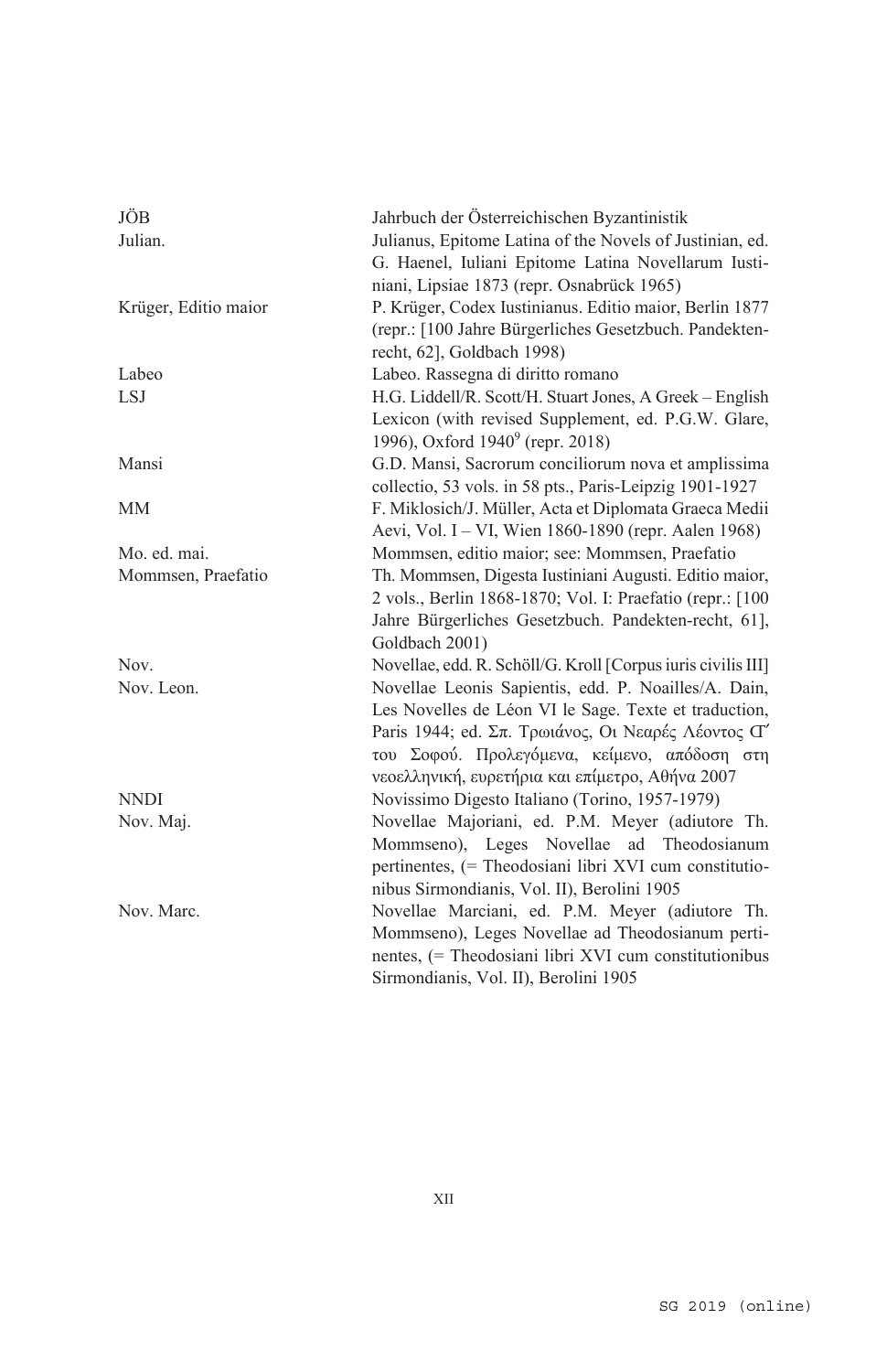| | |
|---|---|
| JÖB | Jahrbuch der Österreichischen Byzantinistik |
| Julian. | Julianus, Epitome Latina of the Novels of Justinian, ed. G. Haenel, Iuliani Epitome Latina Novellarum Iustiniani, Lipsiae 1873 (repr. Osnabrück 1965) |
| Krüger, Editio maior | P. Krüger, Codex Iustinianus. Editio maior, Berlin 1877 (repr.: [100 Jahre Bürgerliches Gesetzbuch. Pandektenrecht, 62], Goldbach 1998) |
| Labeo | Labeo. Rassegna di diritto romano |
| LSJ | H.G. Liddell/R. Scott/H. Stuart Jones, A Greek – English Lexicon (with revised Supplement, ed. P.G.W. Glare, 1996), Oxford 1940[9] (repr. 2018) |
| Mansi | G.D. Mansi, Sacrorum conciliorum nova et amplissima collectio, 53 vols. in 58 pts., Paris-Leipzig 1901-1927 |
| MM | F. Miklosich/J. Müller, Acta et Diplomata Graeca Medii Aevi, Vol. I – VI, Wien 1860-1890 (repr. Aalen 1968) |
| Mo. ed. mai. | Mommsen, editio maior; see: Mommsen, Praefatio |
| Mommsen, Praefatio | Th. Mommsen, Digesta Iustiniani Augusti. Editio maior, 2 vols., Berlin 1868-1870; Vol. I: Praefatio (repr.: [100 Jahre Bürgerliches Gesetzbuch. Pandekten-recht, 61], Goldbach 2001) |
| Nov. | Novellae, edd. R. Schöll/G. Kroll [Corpus iuris civilis III] |
| Nov. Leon. | Novellae Leonis Sapientis, edd. P. Noailles/A. Dain, Les Novelles de Léon VI le Sage. Texte et traduction, Paris 1944; ed. Σπ. Τρωιάνος, Οι Νεαρές Λέοντος Ϛ´ του Σοφού. Προλεγόμενα, κείμενο, απόδοση στη νεοελληνική, ευρετήρια και επίμετρο, Αθήνα 2007 |
| NNDI | Novissimo Digesto Italiano (Torino, 1957-1979) |
| Nov. Maj. | Novellae Majoriani, ed. P.M. Meyer (adiutore Th. Mommseno), Leges Novellae ad Theodosianum pertinentes, (= Theodosiani libri XVI cum constitutionibus Sirmondianis, Vol. II), Berolini 1905 |
| Nov. Marc. | Novellae Marciani, ed. P.M. Meyer (adiutore Th. Mommseno), Leges Novellae ad Theodosianum pertinentes, (= Theodosiani libri XVI cum constitutionibus Sirmondianis, Vol. II), Berolini 1905 |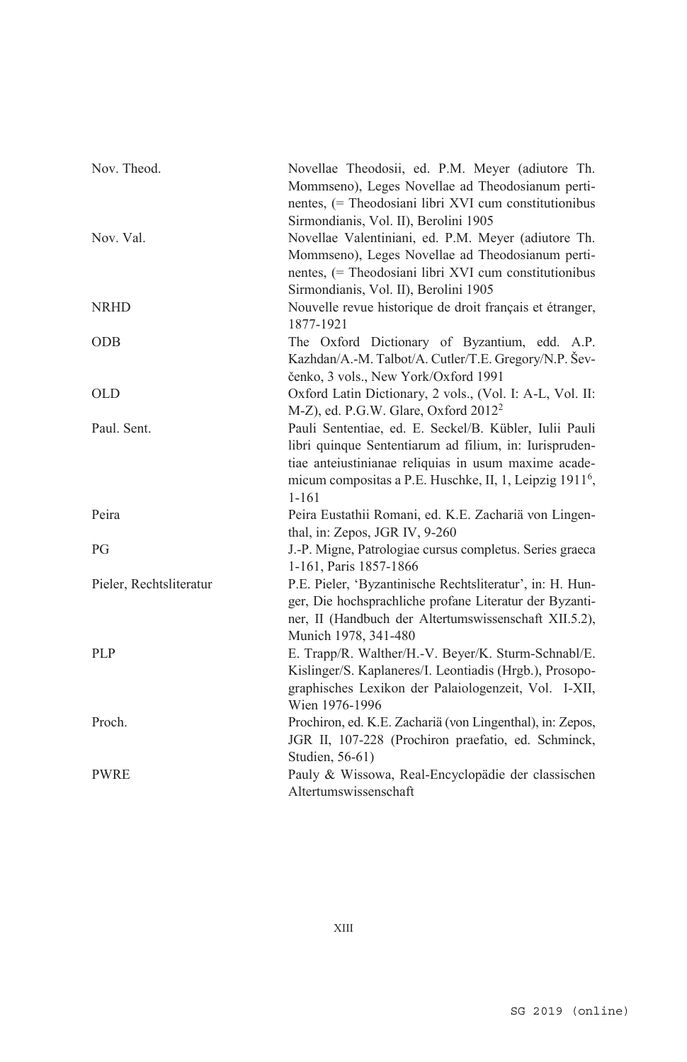| | |
|---|---|
| Nov. Theod. | Novellae Theodosii, ed. P.M. Meyer (adiutore Th. Mommseno), Leges Novellae ad Theodosianum pertinentes, (= Theodosiani libri XVI cum constitutionibus Sirmondianis, Vol. II), Berolini 1905 |
| Nov. Val. | Novellae Valentiniani, ed. P.M. Meyer (adiutore Th. Mommseno), Leges Novellae ad Theodosianum pertinentes, (= Theodosiani libri XVI cum constitutionibus Sirmondianis, Vol. II), Berolini 1905 |
| NRHD | Nouvelle revue historique de droit français et étranger, 1877-1921 |
| ODB | The Oxford Dictionary of Byzantium, edd. A.P. Kazhdan/A.-M. Talbot/A. Cutler/T.E. Gregory/N.P. Ševčenko, 3 vols., New York/Oxford 1991 |
| OLD | Oxford Latin Dictionary, 2 vols., (Vol. I: A-L, Vol. II: M-Z), ed. P.G.W. Glare, Oxford 2012[2] |
| Paul. Sent. | Pauli Sententiae, ed. E. Seckel/B. Kübler, Iulii Pauli libri quinque Sententiarum ad filium, in: Iurisprudentiae anteiustinianae reliquias in usum maxime academicum compositas a P.E. Huschke, II, 1, Leipzig 1911[6], 1-161 |
| Peira | Peira Eustathii Romani, ed. K.E. Zachariä von Lingenthal, in: Zepos, JGR IV, 9-260 |
| PG | J.-P. Migne, Patrologiae cursus completus. Series graeca 1-161, Paris 1857-1866 |
| Pieler, Rechtsliteratur | P.E. Pieler, 'Byzantinische Rechtsliteratur', in: H. Hunger, Die hochsprachliche profane Literatur der Byzantiner, II (Handbuch der Altertumswissenschaft XII.5.2), Munich 1978, 341-480 |
| PLP | E. Trapp/R. Walther/H.-V. Beyer/K. Sturm-Schnabl/E. Kislinger/S. Kaplaneres/I. Leontiadis (Hrgb.), Prosopographisches Lexikon der Palaiologenzeit, Vol. I-XII, Wien 1976-1996 |
| Proch. | Prochiron, ed. K.E. Zachariä (von Lingenthal), in: Zepos, JGR II, 107-228 (Prochiron praefatio, ed. Schminck, Studien, 56-61) |
| PWRE | Pauly & Wissowa, Real-Encyclopädie der classischen Altertumswissenschaft |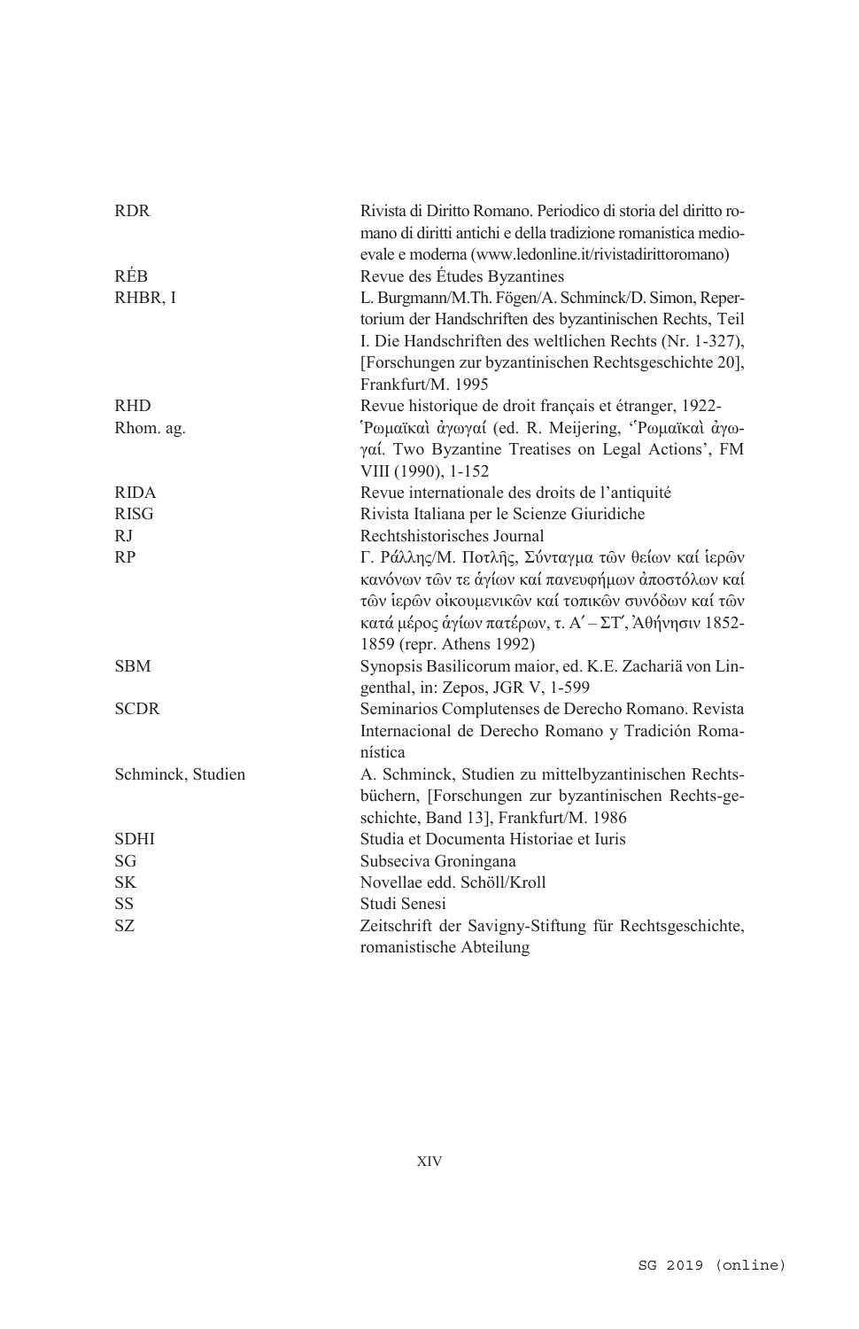| | |
|---|---|
| RDR | Rivista di Diritto Romano. Periodico di storia del diritto romano di diritti antichi e della tradizione romanistica medioevale e moderna (www.ledonline.it/rivistadirittoromano) |
| RÉB | Revue des Études Byzantines |
| RHBR, I | L. Burgmann/M.Th. Fögen/A. Schminck/D. Simon, Repertorium der Handschriften des byzantinischen Rechts, Teil I. Die Handschriften des weltlichen Rechts (Nr. 1-327), [Forschungen zur byzantinischen Rechtsgeschichte 20], Frankfurt/M. 1995 |
| RHD | Revue historique de droit français et étranger, 1922- |
| Rhom. ag. | Ῥωμαϊκαὶ ἀγωγαί (ed. R. Meijering, 'Ῥωμαϊκαὶ ἀγωγαί. Two Byzantine Treatises on Legal Actions', FM VIII (1990), 1-152 |
| RIDA | Revue internationale des droits de l'antiquité |
| RISG | Rivista Italiana per le Scienze Giuridiche |
| RJ | Rechtshistorisches Journal |
| RP | Γ. Ράλλης/Μ. Ποτλῆς, Σύνταγμα τῶν θείων καί ἱερῶν κανόνων τῶν τε ἁγίων καί πανευφήμων ἀποστόλων καί τῶν ἱερῶν οἰκουμενικῶν καί τοπικῶν συνόδων καί τῶν κατά μέρος ἁγίων πατέρων, τ. Α΄ – ΣΤ΄, Ἀθήνησιν 1852-1859 (repr. Athens 1992) |
| SBM | Synopsis Basilicorum maior, ed. K.E. Zachariä von Lingenthal, in: Zepos, JGR V, 1-599 |
| SCDR | Seminarios Complutenses de Derecho Romano. Revista Internacional de Derecho Romano y Tradición Romanística |
| Schminck, Studien | A. Schminck, Studien zu mittelbyzantinischen Rechtsbüchern, [Forschungen zur byzantinischen Rechts-geschichte, Band 13], Frankfurt/M. 1986 |
| SDHI | Studia et Documenta Historiae et Iuris |
| SG | Subseciva Groningana |
| SK | Novellae edd. Schöll/Kroll |
| SS | Studi Senesi |
| SZ | Zeitschrift der Savigny-Stiftung für Rechtsgeschichte, romanistische Abteilung |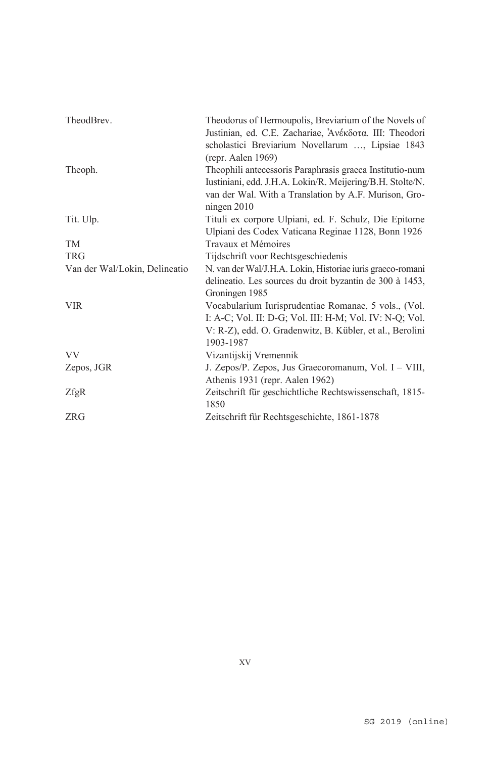| | |
|---|---|
| TheodBrev. | Theodorus of Hermoupolis, Breviarium of the Novels of Justinian, ed. C.E. Zachariae, Ἀνέκδοτα. III: Theodori scholastici Breviarium Novellarum …, Lipsiae 1843 (repr. Aalen 1969) |
| Theoph. | Theophili antecessoris Paraphrasis graeca Institutio-num Iustiniani, edd. J.H.A. Lokin/R. Meijering/B.H. Stolte/N. van der Wal. With a Translation by A.F. Murison, Groningen 2010 |
| Tit. Ulp. | Tituli ex corpore Ulpiani, ed. F. Schulz, Die Epitome Ulpiani des Codex Vaticana Reginae 1128, Bonn 1926 |
| TM | Travaux et Mémoires |
| TRG | Tijdschrift voor Rechtsgeschiedenis |
| Van der Wal/Lokin, Delineatio | N. van der Wal/J.H.A. Lokin, Historiae iuris graeco-romani delineatio. Les sources du droit byzantin de 300 à 1453, Groningen 1985 |
| VIR | Vocabularium Iurisprudentiae Romanae, 5 vols., (Vol. I: A-C; Vol. II: D-G; Vol. III: H-M; Vol. IV: N-Q; Vol. V: R-Z), edd. O. Gradenwitz, B. Kübler, et al., Berolini 1903-1987 |
| VV | Vizantijskij Vremennik |
| Zepos, JGR | J. Zepos/P. Zepos, Jus Graecoromanum, Vol. I – VIII, Athenis 1931 (repr. Aalen 1962) |
| ZfgR | Zeitschrift für geschichtliche Rechtswissenschaft, 1815-1850 |
| ZRG | Zeitschrift für Rechtsgeschichte, 1861-1878 |